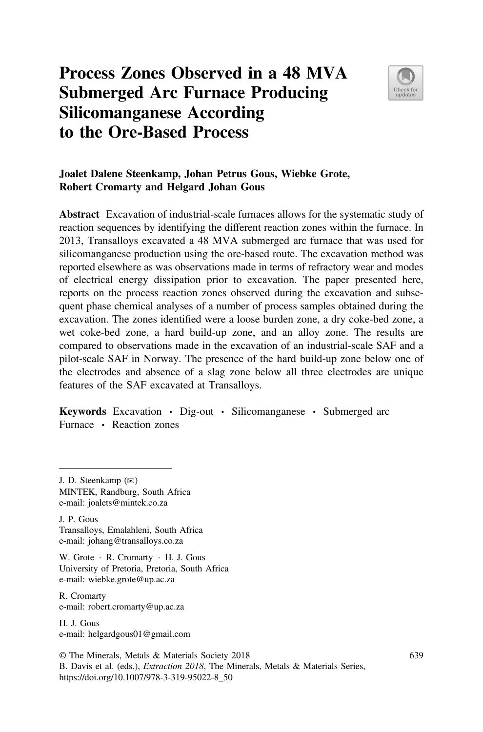# Process Zones Observed in a 48 MVA Submerged Arc Furnace Producing Silicomanganese According to the Ore-Based Process

**Joalet Dalene Steenkamp, Johan Petrus Gous, Wiebke Grote, Robert Cromarty and Helgard Johan Gous**

**Abstract** Excavation of industrial-scale furnaces allows for the systematic study of reaction sequences by identifying the different reaction zones within the furnace. In 2013, Transalloys excavated a 48 MVA submerged arc furnace that was used for silicomanganese production using the ore-based route. The excavation method was reported elsewhere as was observations made in terms of refractory wear and modes of electrical energy dissipation prior to excavation. The paper presented here, reports on the process reaction zones observed during the excavation and subsequent phase chemical analyses of a number of process samples obtained during the excavation. The zones identified were a loose burden zone, a dry coke-bed zone, a wet coke-bed zone, a hard build-up zone, and an alloy zone. The results are compared to observations made in the excavation of an industrial-scale SAF and a pilot-scale SAF in Norway. The presence of the hard build-up zone below one of the electrodes and absence of a slag zone below all three electrodes are unique features of the SAF excavated at Transalloys.

**Keywords** Excavation · Dig-out · Silicomanganese · Submerged arc Furnace · Reaction zones

---

J. D. Steenkamp (✉)
MINTEK, Randburg, South Africa
e-mail: joalets@mintek.co.za

J. P. Gous
Transalloys, Emalahleni, South Africa
e-mail: johang@transalloys.co.za

W. Grote · R. Cromarty · H. J. Gous
University of Pretoria, Pretoria, South Africa
e-mail: wiebke.grote@up.ac.za

R. Cromarty
e-mail: robert.cromarty@up.ac.za

H. J. Gous
e-mail: helgardgous01@gmail.com

© The Minerals, Metals & Materials Society 2018
B. Davis et al. (eds.), *Extraction 2018*, The Minerals, Metals & Materials Series,
https://doi.org/10.1007/978-3-319-95022-8_50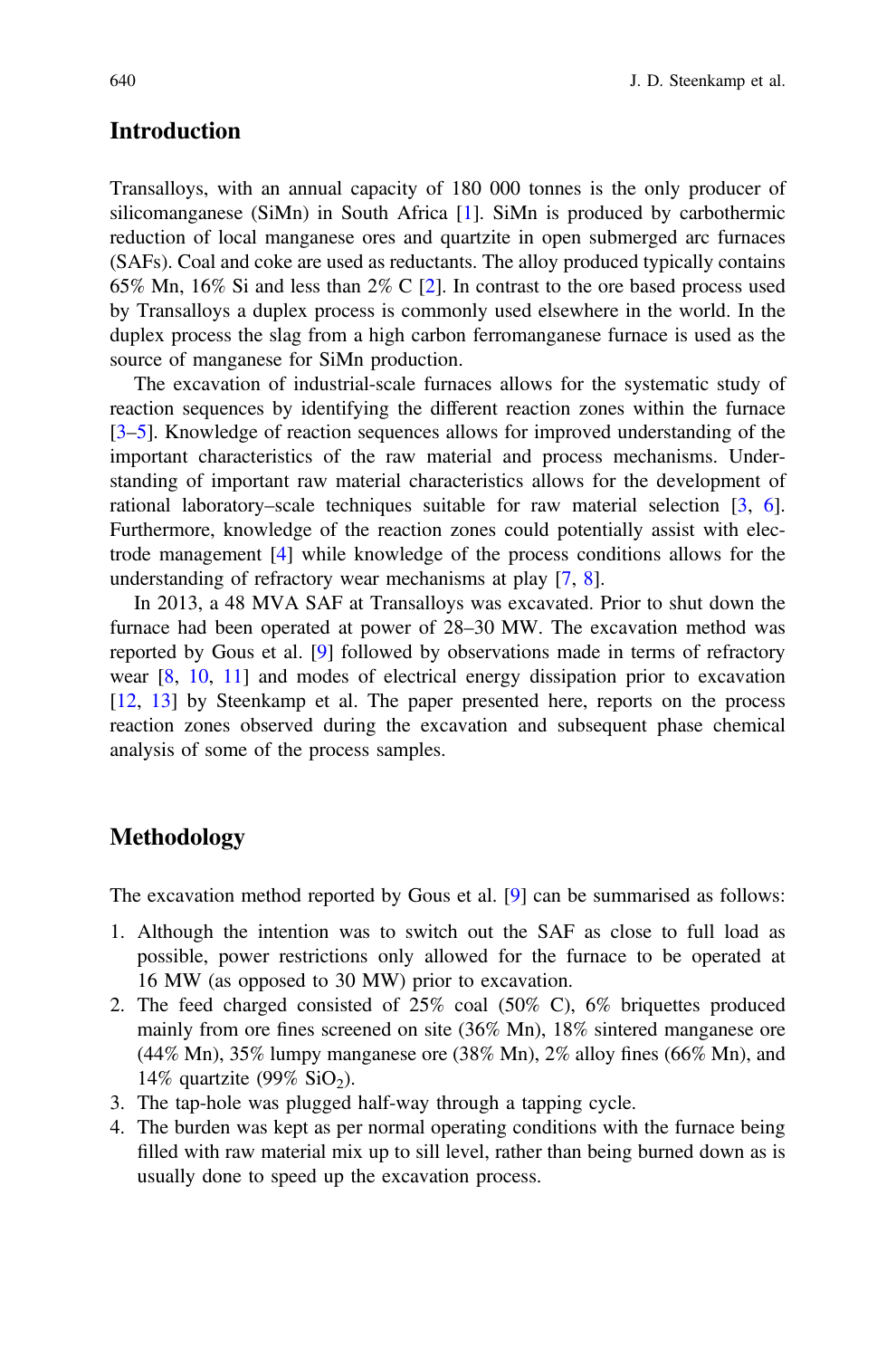## Introduction

Transalloys, with an annual capacity of 180 000 tonnes is the only producer of silicomanganese (SiMn) in South Africa [1]. SiMn is produced by carbothermic reduction of local manganese ores and quartzite in open submerged arc furnaces (SAFs). Coal and coke are used as reductants. The alloy produced typically contains 65% Mn, 16% Si and less than 2% C [2]. In contrast to the ore based process used by Transalloys a duplex process is commonly used elsewhere in the world. In the duplex process the slag from a high carbon ferromanganese furnace is used as the source of manganese for SiMn production.

The excavation of industrial-scale furnaces allows for the systematic study of reaction sequences by identifying the different reaction zones within the furnace [3–5]. Knowledge of reaction sequences allows for improved understanding of the important characteristics of the raw material and process mechanisms. Understanding of important raw material characteristics allows for the development of rational laboratory–scale techniques suitable for raw material selection [3, 6]. Furthermore, knowledge of the reaction zones could potentially assist with electrode management [4] while knowledge of the process conditions allows for the understanding of refractory wear mechanisms at play [7, 8].

In 2013, a 48 MVA SAF at Transalloys was excavated. Prior to shut down the furnace had been operated at power of 28–30 MW. The excavation method was reported by Gous et al. [9] followed by observations made in terms of refractory wear [8, 10, 11] and modes of electrical energy dissipation prior to excavation [12, 13] by Steenkamp et al. The paper presented here, reports on the process reaction zones observed during the excavation and subsequent phase chemical analysis of some of the process samples.

## Methodology

The excavation method reported by Gous et al. [9] can be summarised as follows:

1. Although the intention was to switch out the SAF as close to full load as possible, power restrictions only allowed for the furnace to be operated at 16 MW (as opposed to 30 MW) prior to excavation.
2. The feed charged consisted of 25% coal (50% C), 6% briquettes produced mainly from ore fines screened on site (36% Mn), 18% sintered manganese ore (44% Mn), 35% lumpy manganese ore (38% Mn), 2% alloy fines (66% Mn), and 14% quartzite (99% $SiO_2$).
3. The tap-hole was plugged half-way through a tapping cycle.
4. The burden was kept as per normal operating conditions with the furnace being filled with raw material mix up to sill level, rather than being burned down as is usually done to speed up the excavation process.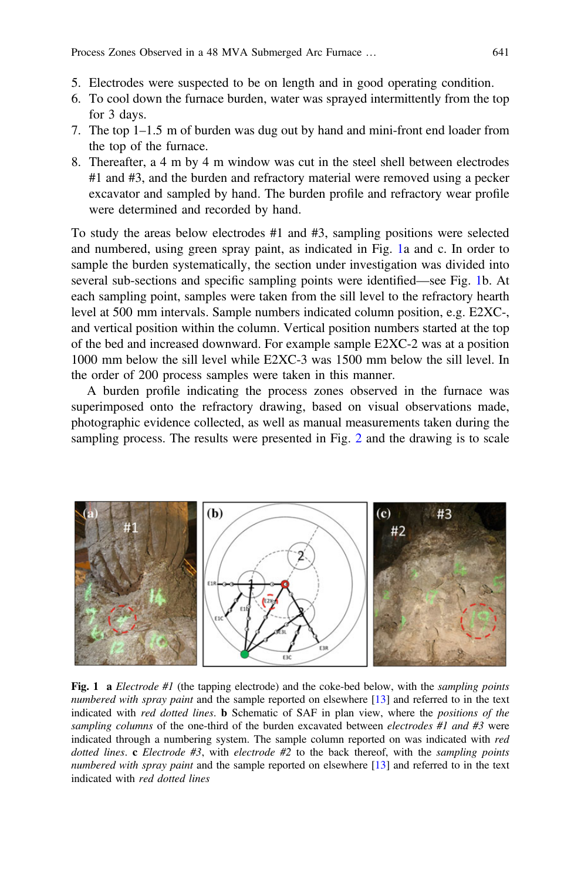5. Electrodes were suspected to be on length and in good operating condition.
6. To cool down the furnace burden, water was sprayed intermittently from the top for 3 days.
7. The top 1–1.5 m of burden was dug out by hand and mini-front end loader from the top of the furnace.
8. Thereafter, a 4 m by 4 m window was cut in the steel shell between electrodes #1 and #3, and the burden and refractory material were removed using a pecker excavator and sampled by hand. The burden profile and refractory wear profile were determined and recorded by hand.

To study the areas below electrodes #1 and #3, sampling positions were selected and numbered, using green spray paint, as indicated in Fig. 1a and c. In order to sample the burden systematically, the section under investigation was divided into several sub-sections and specific sampling points were identified—see Fig. 1b. At each sampling point, samples were taken from the sill level to the refractory hearth level at 500 mm intervals. Sample numbers indicated column position, e.g. E2XC-, and vertical position within the column. Vertical position numbers started at the top of the bed and increased downward. For example sample E2XC-2 was at a position 1000 mm below the sill level while E2XC-3 was 1500 mm below the sill level. In the order of 200 process samples were taken in this manner.

A burden profile indicating the process zones observed in the furnace was superimposed onto the refractory drawing, based on visual observations made, photographic evidence collected, as well as manual measurements taken during the sampling process. The results were presented in Fig. 2 and the drawing is to scale

**Fig. 1** **a** *Electrode #1* (the tapping electrode) and the coke-bed below, with the *sampling points numbered with spray paint* and the sample reported on elsewhere [13] and referred to in the text indicated with *red dotted lines*. **b** Schematic of SAF in plan view, where the *positions of the sampling columns* of the one-third of the burden excavated between *electrodes #1 and #3* were indicated through a numbering system. The sample column reported on was indicated with *red dotted lines*. **c** *Electrode #3*, with *electrode #2* to the back thereof, with the *sampling points numbered with spray paint* and the sample reported on elsewhere [13] and referred to in the text indicated with *red dotted lines*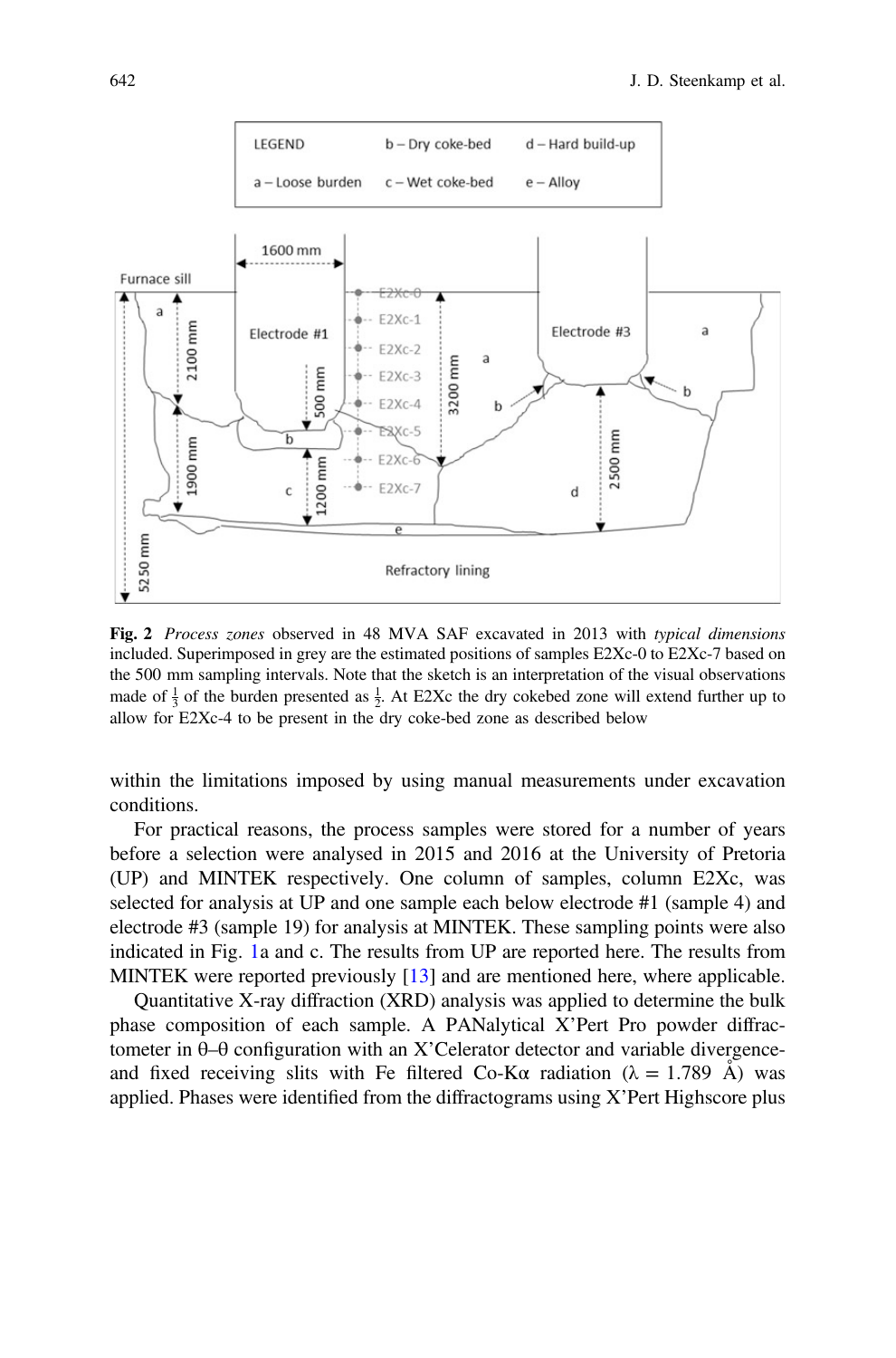**Fig. 2** *Process zones* observed in 48 MVA SAF excavated in 2013 with *typical dimensions* included. Superimposed in grey are the estimated positions of samples E2Xc-0 to E2Xc-7 based on the 500 mm sampling intervals. Note that the sketch is an interpretation of the visual observations made of $\frac{1}{3}$ of the burden presented as $\frac{1}{2}$. At E2Xc the dry cokebed zone will extend further up to allow for E2Xc-4 to be present in the dry coke-bed zone as described below

within the limitations imposed by using manual measurements under excavation conditions.

For practical reasons, the process samples were stored for a number of years before a selection were analysed in 2015 and 2016 at the University of Pretoria (UP) and MINTEK respectively. One column of samples, column E2Xc, was selected for analysis at UP and one sample each below electrode #1 (sample 4) and electrode #3 (sample 19) for analysis at MINTEK. These sampling points were also indicated in Fig. 1a and c. The results from UP are reported here. The results from MINTEK were reported previously [13] and are mentioned here, where applicable.

Quantitative X-ray diffraction (XRD) analysis was applied to determine the bulk phase composition of each sample. A PANalytical X'Pert Pro powder diffractometer in θ–θ configuration with an X'Celerator detector and variable divergence- and fixed receiving slits with Fe filtered Co-Kα radiation (λ = 1.789 Å) was applied. Phases were identified from the diffractograms using X'Pert Highscore plus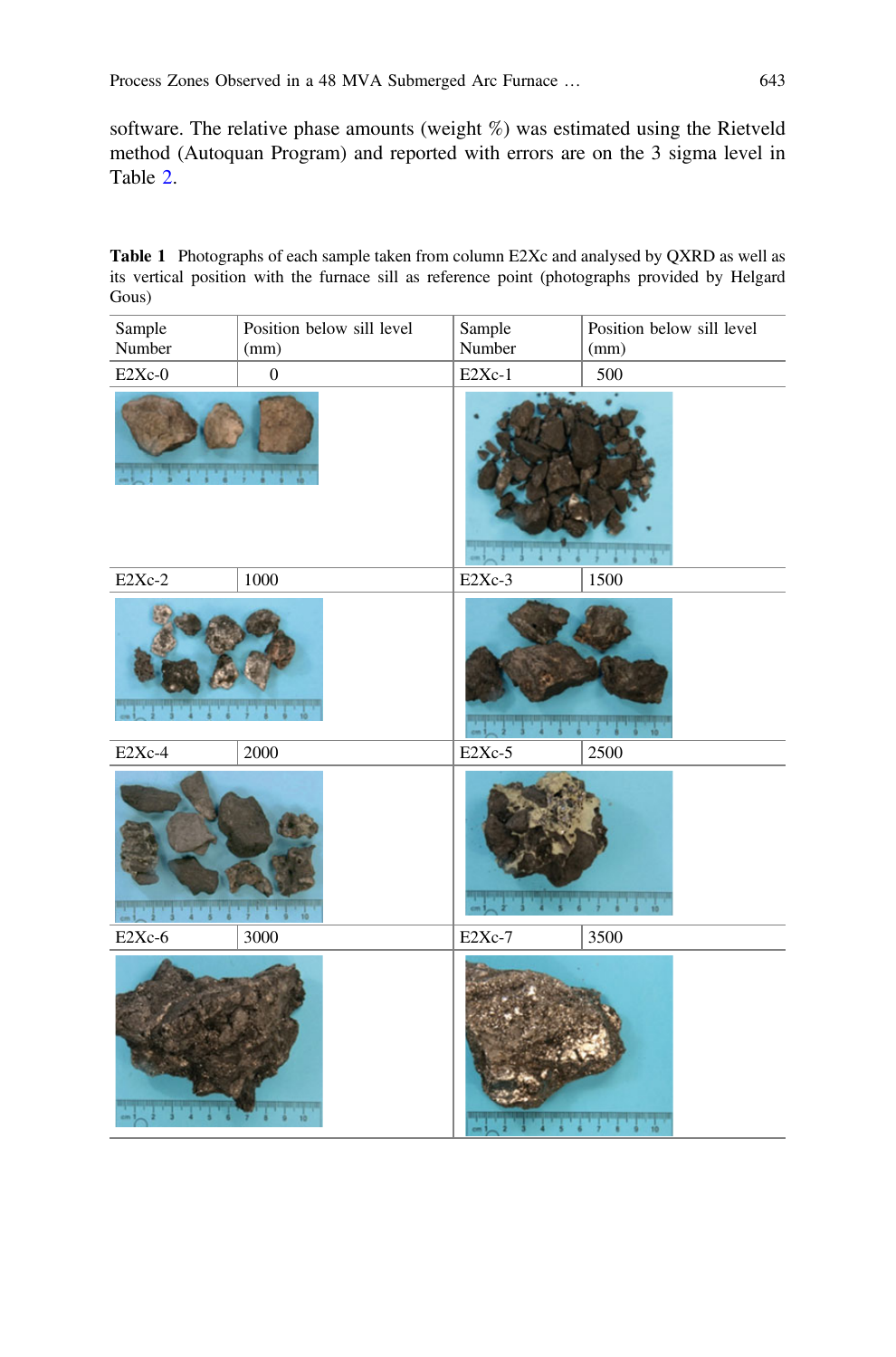software. The relative phase amounts (weight %) was estimated using the Rietveld method (Autoquan Program) and reported with errors are on the 3 sigma level in Table 2.

**Table 1** Photographs of each sample taken from column E2Xc and analysed by QXRD as well as its vertical position with the furnace sill as reference point (photographs provided by Helgard Gous)

| Sample Number | Position below sill level (mm) | Sample Number | Position below sill level (mm) |
|---|---|---|---|
| E2Xc-0 | 0 | E2Xc-1 | 500 |
| E2Xc-2 | 1000 | E2Xc-3 | 1500 |
| E2Xc-4 | 2000 | E2Xc-5 | 2500 |
| E2Xc-6 | 3000 | E2Xc-7 | 3500 |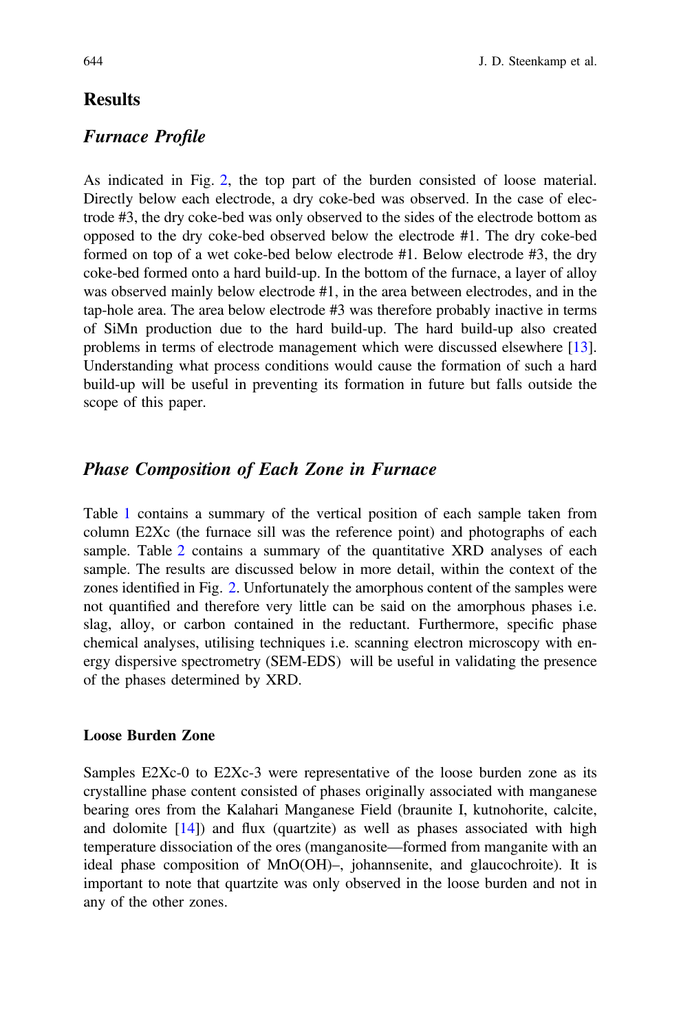## Results

### *Furnace Profile*

As indicated in Fig. 2, the top part of the burden consisted of loose material. Directly below each electrode, a dry coke-bed was observed. In the case of electrode #3, the dry coke-bed was only observed to the sides of the electrode bottom as opposed to the dry coke-bed observed below the electrode #1. The dry coke-bed formed on top of a wet coke-bed below electrode #1. Below electrode #3, the dry coke-bed formed onto a hard build-up. In the bottom of the furnace, a layer of alloy was observed mainly below electrode #1, in the area between electrodes, and in the tap-hole area. The area below electrode #3 was therefore probably inactive in terms of SiMn production due to the hard build-up. The hard build-up also created problems in terms of electrode management which were discussed elsewhere [13]. Understanding what process conditions would cause the formation of such a hard build-up will be useful in preventing its formation in future but falls outside the scope of this paper.

### *Phase Composition of Each Zone in Furnace*

Table 1 contains a summary of the vertical position of each sample taken from column E2Xc (the furnace sill was the reference point) and photographs of each sample. Table 2 contains a summary of the quantitative XRD analyses of each sample. The results are discussed below in more detail, within the context of the zones identified in Fig. 2. Unfortunately the amorphous content of the samples were not quantified and therefore very little can be said on the amorphous phases i.e. slag, alloy, or carbon contained in the reductant. Furthermore, specific phase chemical analyses, utilising techniques i.e. scanning electron microscopy with energy dispersive spectrometry (SEM-EDS) will be useful in validating the presence of the phases determined by XRD.

#### Loose Burden Zone

Samples E2Xc-0 to E2Xc-3 were representative of the loose burden zone as its crystalline phase content consisted of phases originally associated with manganese bearing ores from the Kalahari Manganese Field (braunite I, kutnohorite, calcite, and dolomite [14]) and flux (quartzite) as well as phases associated with high temperature dissociation of the ores (manganosite—formed from manganite with an ideal phase composition of MnO(OH)–, johannsenite, and glaucochroite). It is important to note that quartzite was only observed in the loose burden and not in any of the other zones.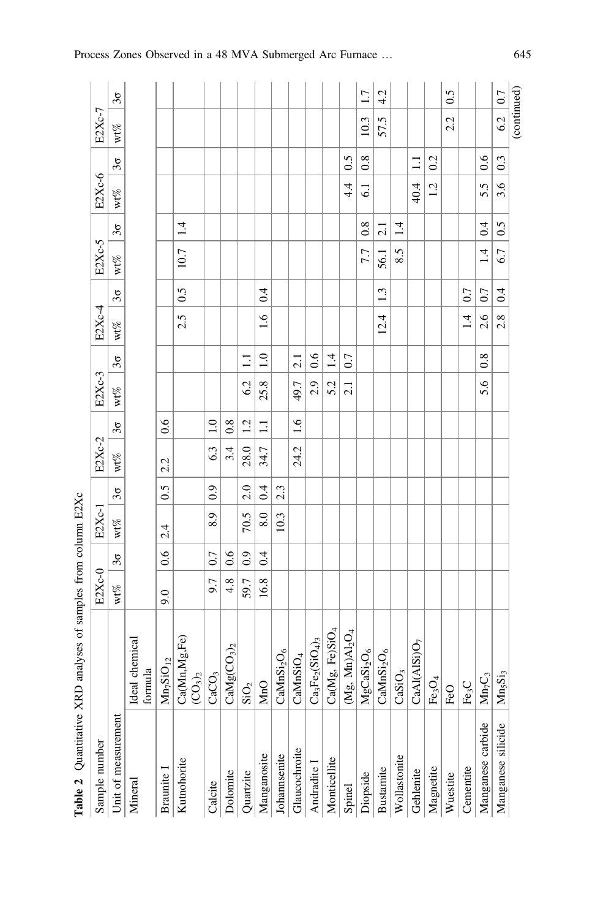**Table 2** Quantitative XRD analyses of samples from column E2Xc

| Sample number | | E2Xc-0 | | E2Xc-1 | | E2Xc-2 | | E2Xc-3 | | E2Xc-4 | | E2Xc-5 | | E2Xc-6 | | E2Xc-7 | |
|---|---|---|---|---|---|---|---|---|---|---|---|---|---|---|---|---|---|
| Unit of measurement | | wt% | 3σ | wt% | 3σ | wt% | 3σ | wt% | 3σ | wt% | 3σ | wt% | 3σ | wt% | 3σ | wt% | 3σ |
| Mineral | Ideal chemical formula | | | | | | | | | | | | | | | | |
| Braunite I | $Mn_7SiO_{12}$ | 9.0 | 0.6 | 2.4 | 0.5 | 2.2 | 0.6 | | | | | | | | | | |
| Kutnohorite | $Ca(Mn,Mg,Fe)(CO_3)_2$ | | | | | | | | | 2.5 | 0.5 | 10.7 | 1.4 | | | | |
| Calcite | $CaCO_3$ | 9.7 | 0.7 | 8.9 | 0.9 | 6.3 | 1.0 | | | | | | | | | | |
| Dolomite | $CaMg(CO_3)_2$ | 4.8 | 0.6 | | | 3.4 | 0.8 | | | | | | | | | | |
| Quartzite | $SiO_2$ | 59.7 | 0.9 | 70.5 | 2.0 | 28.0 | 1.2 | 6.2 | 1.1 | | | | | | | | |
| Manganosite | $MnO$ | 16.8 | 0.4 | 8.0 | 0.4 | 34.7 | 1.1 | 25.8 | 1.0 | 1.6 | 0.4 | | | | | | |
| Johannsenite | $CaMnSi_2O_6$ | | | 10.3 | 2.3 | | | | | | | | | | | | |
| Glaucochroite | $CaMnSiO_4$ | | | | | 24.2 | 1.6 | 49.7 | 2.1 | | | | | | | | |
| Andradite I | $Ca_3Fe_2(SiO_4)_3$ | | | | | | | 2.9 | 0.6 | | | | | | | | |
| Monticellite | $Ca(Mg, Fe)SiO_4$ | | | | | | | 5.2 | 1.4 | | | | | | | | |
| Spinel | $(Mg, Mn)Al_2O_4$ | | | | | | | 2.1 | 0.7 | | | | | 4.4 | 0.5 | | |
| Diopside | $MgCaSi_2O_6$ | | | | | | | | | | | 7.7 | 0.8 | 6.1 | 0.8 | 10.3 | 1.7 |
| Bustamite | $CaMnSi_2O_6$ | | | | | | | | | 12.4 | 1.3 | 56.1 | 2.1 | | | 57.5 | 4.2 |
| Wollastonite | $CaSiO_3$ | | | | | | | | | | | 8.5 | 1.4 | | | | |
| Gehlenite | $CaAl(AlSi)O_7$ | | | | | | | | | | | | | 40.4 | 1.1 | | |
| Magnetite | $Fe_3O_4$ | | | | | | | | | | | | | 1.2 | 0.2 | | |
| Wuestite | $FeO$ | | | | | | | | | | | | | | | 2.2 | 0.5 |
| Cementite | $Fe_3C$ | | | | | | | | | 1.4 | 0.7 | | | | | | |
| Manganese carbide | $Mn_7C_3$ | | | | | | | 5.6 | 0.8 | 2.6 | 0.7 | 1.4 | 0.4 | 5.5 | 0.6 | | |
| Manganese silicide | $Mn_5Si_3$ | | | | | | | | | 2.8 | 0.4 | 6.7 | 0.5 | 3.6 | 0.3 | 6.2 | 0.7 |

(continued)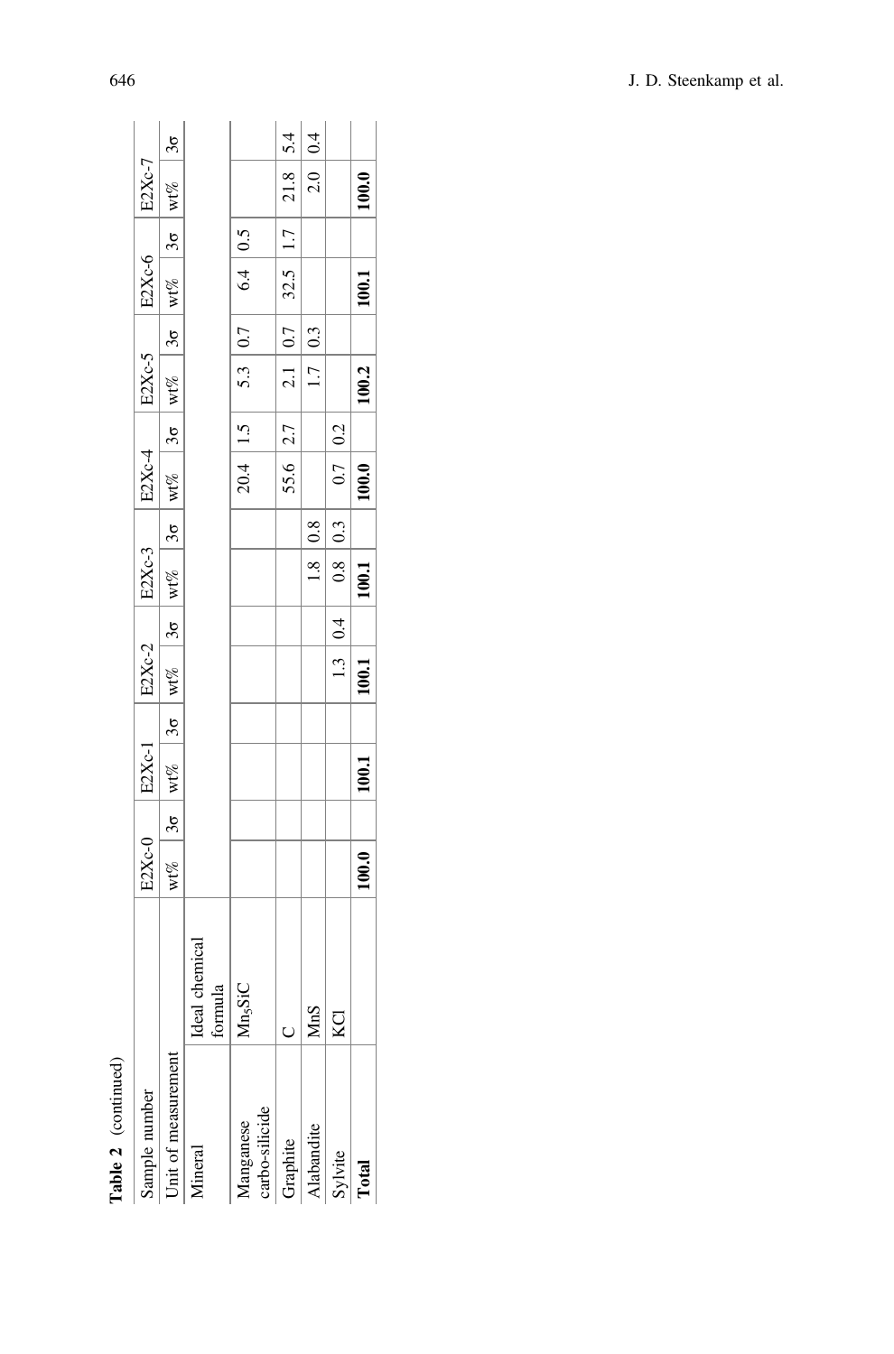**Table 2** (continued)

| Sample number | | E2Xc-0 | | E2Xc-1 | | E2Xc-2 | | E2Xc-3 | | E2Xc-4 | | E2Xc-5 | | E2Xc-6 | | E2Xc-7 | |
|---|---|---|---|---|---|---|---|---|---|---|---|---|---|---|---|---|---|
| Unit of measurement | | wt% | 3σ | wt% | 3σ | wt% | 3σ | wt% | 3σ | wt% | 3σ | wt% | 3σ | wt% | 3σ | wt% | 3σ |
| Mineral | Ideal chemical formula | | | | | | | | | | | | | | | | |
| Manganese carbo-silicide | $Mn_5SiC$ | | | | | | | | | 20.4 | 1.5 | 5.3 | 0.7 | 6.4 | 0.5 | | |
| Graphite | C | | | | | | | | | 55.6 | 2.7 | 2.1 | 0.7 | 32.5 | 1.7 | 21.8 | 5.4 |
| Alabandite | MnS | | | | | | | 1.8 | 0.8 | | | 1.7 | 0.3 | | | 2.0 | 0.4 |
| Sylvite | KCl | | | | | 1.3 | 0.4 | 0.8 | 0.3 | 0.7 | 0.2 | | | | | | |
| **Total** | | **100.0** | | **100.1** | | **100.1** | | **100.1** | | **100.0** | | **100.2** | | **100.1** | | **100.0** | |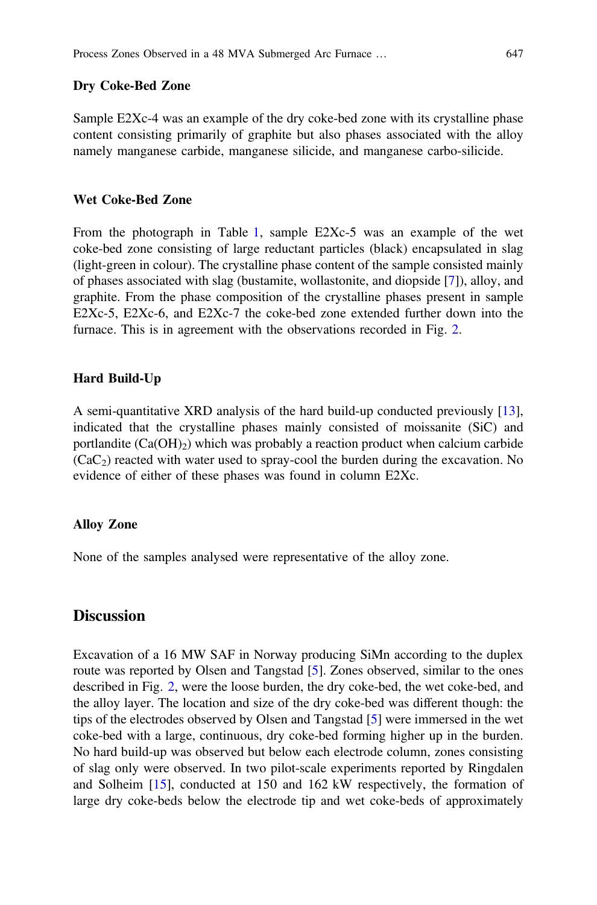### Dry Coke-Bed Zone

Sample E2Xc-4 was an example of the dry coke-bed zone with its crystalline phase content consisting primarily of graphite but also phases associated with the alloy namely manganese carbide, manganese silicide, and manganese carbo-silicide.

### Wet Coke-Bed Zone

From the photograph in Table 1, sample E2Xc-5 was an example of the wet coke-bed zone consisting of large reductant particles (black) encapsulated in slag (light-green in colour). The crystalline phase content of the sample consisted mainly of phases associated with slag (bustamite, wollastonite, and diopside [7]), alloy, and graphite. From the phase composition of the crystalline phases present in sample E2Xc-5, E2Xc-6, and E2Xc-7 the coke-bed zone extended further down into the furnace. This is in agreement with the observations recorded in Fig. 2.

### Hard Build-Up

A semi-quantitative XRD analysis of the hard build-up conducted previously [13], indicated that the crystalline phases mainly consisted of moissanite (SiC) and portlandite ($Ca(OH)_2$) which was probably a reaction product when calcium carbide ($CaC_2$) reacted with water used to spray-cool the burden during the excavation. No evidence of either of these phases was found in column E2Xc.

### Alloy Zone

None of the samples analysed were representative of the alloy zone.

## Discussion

Excavation of a 16 MW SAF in Norway producing SiMn according to the duplex route was reported by Olsen and Tangstad [5]. Zones observed, similar to the ones described in Fig. 2, were the loose burden, the dry coke-bed, the wet coke-bed, and the alloy layer. The location and size of the dry coke-bed was different though: the tips of the electrodes observed by Olsen and Tangstad [5] were immersed in the wet coke-bed with a large, continuous, dry coke-bed forming higher up in the burden. No hard build-up was observed but below each electrode column, zones consisting of slag only were observed. In two pilot-scale experiments reported by Ringdalen and Solheim [15], conducted at 150 and 162 kW respectively, the formation of large dry coke-beds below the electrode tip and wet coke-beds of approximately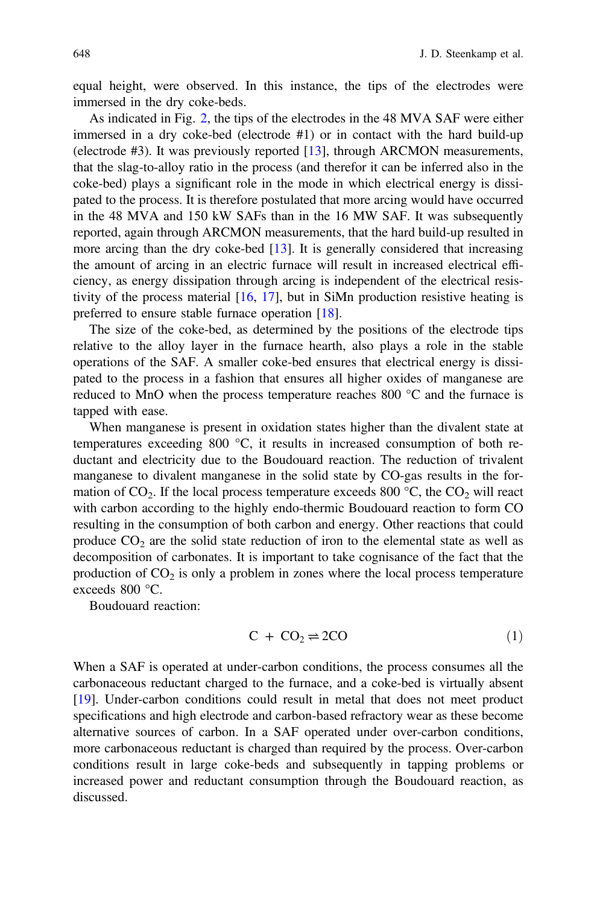equal height, were observed. In this instance, the tips of the electrodes were immersed in the dry coke-beds.

As indicated in Fig. 2, the tips of the electrodes in the 48 MVA SAF were either immersed in a dry coke-bed (electrode #1) or in contact with the hard build-up (electrode #3). It was previously reported [13], through ARCMON measurements, that the slag-to-alloy ratio in the process (and therefor it can be inferred also in the coke-bed) plays a significant role in the mode in which electrical energy is dissipated to the process. It is therefore postulated that more arcing would have occurred in the 48 MVA and 150 kW SAFs than in the 16 MW SAF. It was subsequently reported, again through ARCMON measurements, that the hard build-up resulted in more arcing than the dry coke-bed [13]. It is generally considered that increasing the amount of arcing in an electric furnace will result in increased electrical efficiency, as energy dissipation through arcing is independent of the electrical resistivity of the process material [16, 17], but in SiMn production resistive heating is preferred to ensure stable furnace operation [18].

The size of the coke-bed, as determined by the positions of the electrode tips relative to the alloy layer in the furnace hearth, also plays a role in the stable operations of the SAF. A smaller coke-bed ensures that electrical energy is dissipated to the process in a fashion that ensures all higher oxides of manganese are reduced to MnO when the process temperature reaches 800 °C and the furnace is tapped with ease.

When manganese is present in oxidation states higher than the divalent state at temperatures exceeding 800 °C, it results in increased consumption of both reductant and electricity due to the Boudouard reaction. The reduction of trivalent manganese to divalent manganese in the solid state by CO-gas results in the formation of $CO_2$. If the local process temperature exceeds 800 °C, the $CO_2$ will react with carbon according to the highly endo-thermic Boudouard reaction to form CO resulting in the consumption of both carbon and energy. Other reactions that could produce $CO_2$ are the solid state reduction of iron to the elemental state as well as decomposition of carbonates. It is important to take cognisance of the fact that the production of $CO_2$ is only a problem in zones where the local process temperature exceeds 800 °C.

Boudouard reaction:

$$C + CO_2 \rightleftharpoons 2CO \tag{1}$$

When a SAF is operated at under-carbon conditions, the process consumes all the carbonaceous reductant charged to the furnace, and a coke-bed is virtually absent [19]. Under-carbon conditions could result in metal that does not meet product specifications and high electrode and carbon-based refractory wear as these become alternative sources of carbon. In a SAF operated under over-carbon conditions, more carbonaceous reductant is charged than required by the process. Over-carbon conditions result in large coke-beds and subsequently in tapping problems or increased power and reductant consumption through the Boudouard reaction, as discussed.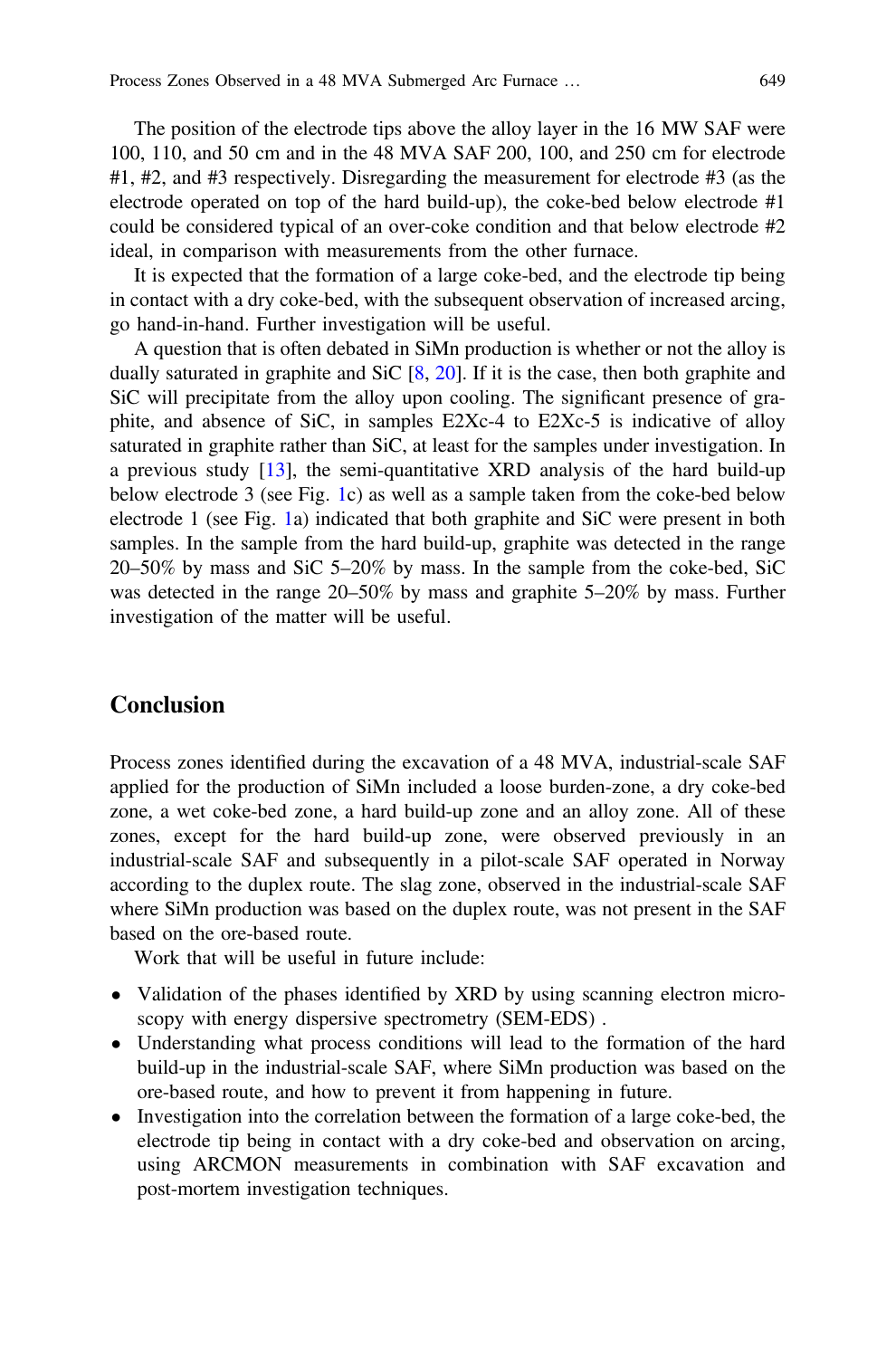The position of the electrode tips above the alloy layer in the 16 MW SAF were 100, 110, and 50 cm and in the 48 MVA SAF 200, 100, and 250 cm for electrode #1, #2, and #3 respectively. Disregarding the measurement for electrode #3 (as the electrode operated on top of the hard build-up), the coke-bed below electrode #1 could be considered typical of an over-coke condition and that below electrode #2 ideal, in comparison with measurements from the other furnace.

It is expected that the formation of a large coke-bed, and the electrode tip being in contact with a dry coke-bed, with the subsequent observation of increased arcing, go hand-in-hand. Further investigation will be useful.

A question that is often debated in SiMn production is whether or not the alloy is dually saturated in graphite and SiC [8, 20]. If it is the case, then both graphite and SiC will precipitate from the alloy upon cooling. The significant presence of graphite, and absence of SiC, in samples E2Xc-4 to E2Xc-5 is indicative of alloy saturated in graphite rather than SiC, at least for the samples under investigation. In a previous study [13], the semi-quantitative XRD analysis of the hard build-up below electrode 3 (see Fig. 1c) as well as a sample taken from the coke-bed below electrode 1 (see Fig. 1a) indicated that both graphite and SiC were present in both samples. In the sample from the hard build-up, graphite was detected in the range 20–50% by mass and SiC 5–20% by mass. In the sample from the coke-bed, SiC was detected in the range 20–50% by mass and graphite 5–20% by mass. Further investigation of the matter will be useful.

## Conclusion

Process zones identified during the excavation of a 48 MVA, industrial-scale SAF applied for the production of SiMn included a loose burden-zone, a dry coke-bed zone, a wet coke-bed zone, a hard build-up zone and an alloy zone. All of these zones, except for the hard build-up zone, were observed previously in an industrial-scale SAF and subsequently in a pilot-scale SAF operated in Norway according to the duplex route. The slag zone, observed in the industrial-scale SAF where SiMn production was based on the duplex route, was not present in the SAF based on the ore-based route.

Work that will be useful in future include:

- Validation of the phases identified by XRD by using scanning electron microscopy with energy dispersive spectrometry (SEM-EDS) .
- Understanding what process conditions will lead to the formation of the hard build-up in the industrial-scale SAF, where SiMn production was based on the ore-based route, and how to prevent it from happening in future.
- Investigation into the correlation between the formation of a large coke-bed, the electrode tip being in contact with a dry coke-bed and observation on arcing, using ARCMON measurements in combination with SAF excavation and post-mortem investigation techniques.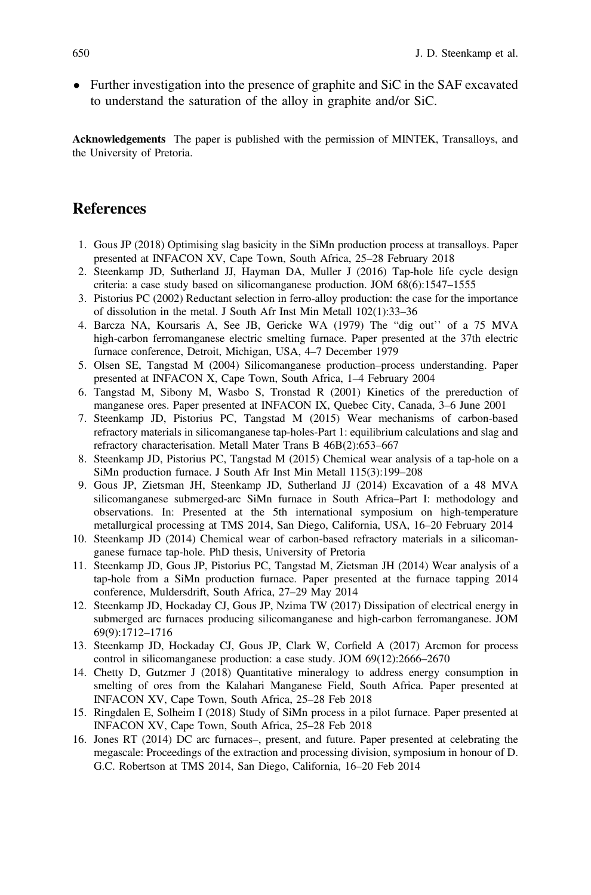- Further investigation into the presence of graphite and SiC in the SAF excavated to understand the saturation of the alloy in graphite and/or SiC.

**Acknowledgements** The paper is published with the permission of MINTEK, Transalloys, and the University of Pretoria.

## References

1. Gous JP (2018) Optimising slag basicity in the SiMn production process at transalloys. Paper presented at INFACON XV, Cape Town, South Africa, 25–28 February 2018
2. Steenkamp JD, Sutherland JJ, Hayman DA, Muller J (2016) Tap-hole life cycle design criteria: a case study based on silicomanganese production. JOM 68(6):1547–1555
3. Pistorius PC (2002) Reductant selection in ferro-alloy production: the case for the importance of dissolution in the metal. J South Afr Inst Min Metall 102(1):33–36
4. Barcza NA, Koursaris A, See JB, Gericke WA (1979) The "dig out" of a 75 MVA high-carbon ferromanganese electric smelting furnace. Paper presented at the 37th electric furnace conference, Detroit, Michigan, USA, 4–7 December 1979
5. Olsen SE, Tangstad M (2004) Silicomanganese production–process understanding. Paper presented at INFACON X, Cape Town, South Africa, 1–4 February 2004
6. Tangstad M, Sibony M, Wasbo S, Tronstad R (2001) Kinetics of the prereduction of manganese ores. Paper presented at INFACON IX, Quebec City, Canada, 3–6 June 2001
7. Steenkamp JD, Pistorius PC, Tangstad M (2015) Wear mechanisms of carbon-based refractory materials in silicomanganese tap-holes-Part 1: equilibrium calculations and slag and refractory characterisation. Metall Mater Trans B 46B(2):653–667
8. Steenkamp JD, Pistorius PC, Tangstad M (2015) Chemical wear analysis of a tap-hole on a SiMn production furnace. J South Afr Inst Min Metall 115(3):199–208
9. Gous JP, Zietsman JH, Steenkamp JD, Sutherland JJ (2014) Excavation of a 48 MVA silicomanganese submerged-arc SiMn furnace in South Africa–Part I: methodology and observations. In: Presented at the 5th international symposium on high-temperature metallurgical processing at TMS 2014, San Diego, California, USA, 16–20 February 2014
10. Steenkamp JD (2014) Chemical wear of carbon-based refractory materials in a silicomanganese furnace tap-hole. PhD thesis, University of Pretoria
11. Steenkamp JD, Gous JP, Pistorius PC, Tangstad M, Zietsman JH (2014) Wear analysis of a tap-hole from a SiMn production furnace. Paper presented at the furnace tapping 2014 conference, Muldersdrift, South Africa, 27–29 May 2014
12. Steenkamp JD, Hockaday CJ, Gous JP, Nzima TW (2017) Dissipation of electrical energy in submerged arc furnaces producing silicomanganese and high-carbon ferromanganese. JOM 69(9):1712–1716
13. Steenkamp JD, Hockaday CJ, Gous JP, Clark W, Corfield A (2017) Arcmon for process control in silicomanganese production: a case study. JOM 69(12):2666–2670
14. Chetty D, Gutzmer J (2018) Quantitative mineralogy to address energy consumption in smelting of ores from the Kalahari Manganese Field, South Africa. Paper presented at INFACON XV, Cape Town, South Africa, 25–28 Feb 2018
15. Ringdalen E, Solheim I (2018) Study of SiMn process in a pilot furnace. Paper presented at INFACON XV, Cape Town, South Africa, 25–28 Feb 2018
16. Jones RT (2014) DC arc furnaces–, present, and future. Paper presented at celebrating the megascale: Proceedings of the extraction and processing division, symposium in honour of D. G.C. Robertson at TMS 2014, San Diego, California, 16–20 Feb 2014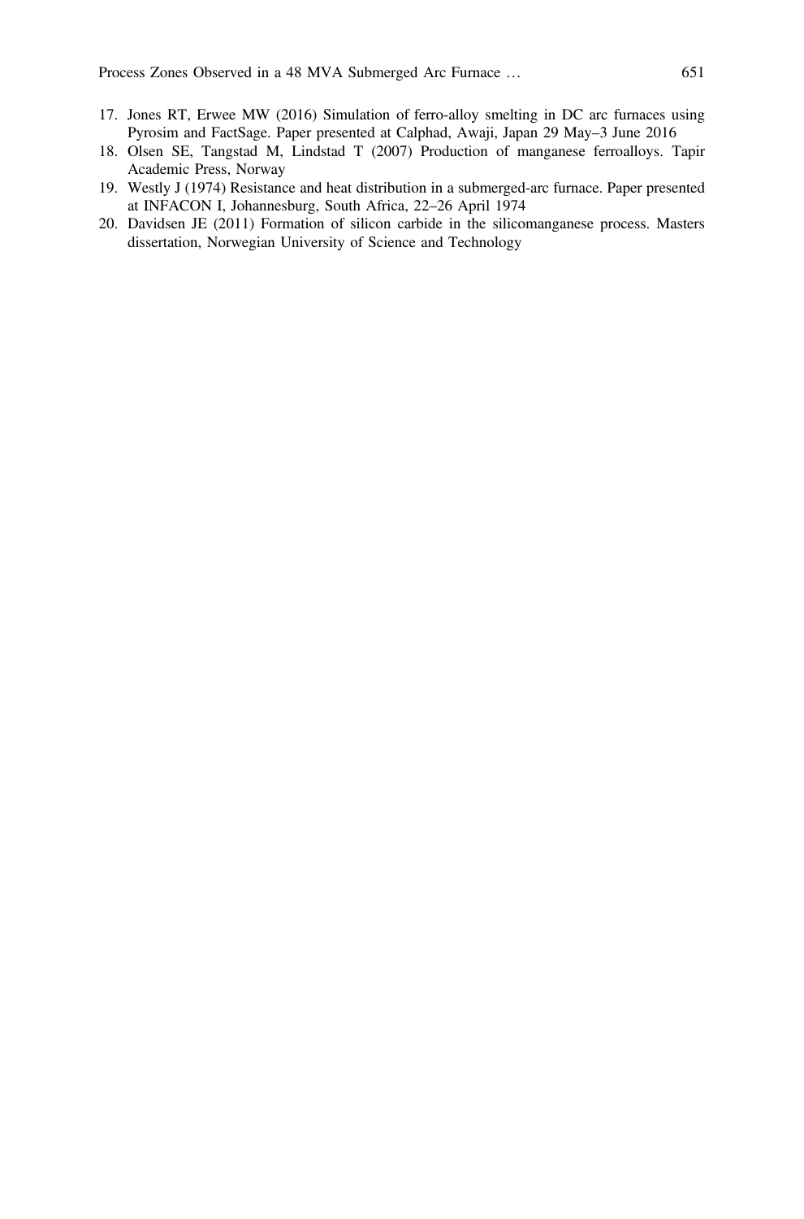17. Jones RT, Erwee MW (2016) Simulation of ferro-alloy smelting in DC arc furnaces using Pyrosim and FactSage. Paper presented at Calphad, Awaji, Japan 29 May–3 June 2016
18. Olsen SE, Tangstad M, Lindstad T (2007) Production of manganese ferroalloys. Tapir Academic Press, Norway
19. Westly J (1974) Resistance and heat distribution in a submerged-arc furnace. Paper presented at INFACON I, Johannesburg, South Africa, 22–26 April 1974
20. Davidsen JE (2011) Formation of silicon carbide in the silicomanganese process. Masters dissertation, Norwegian University of Science and Technology